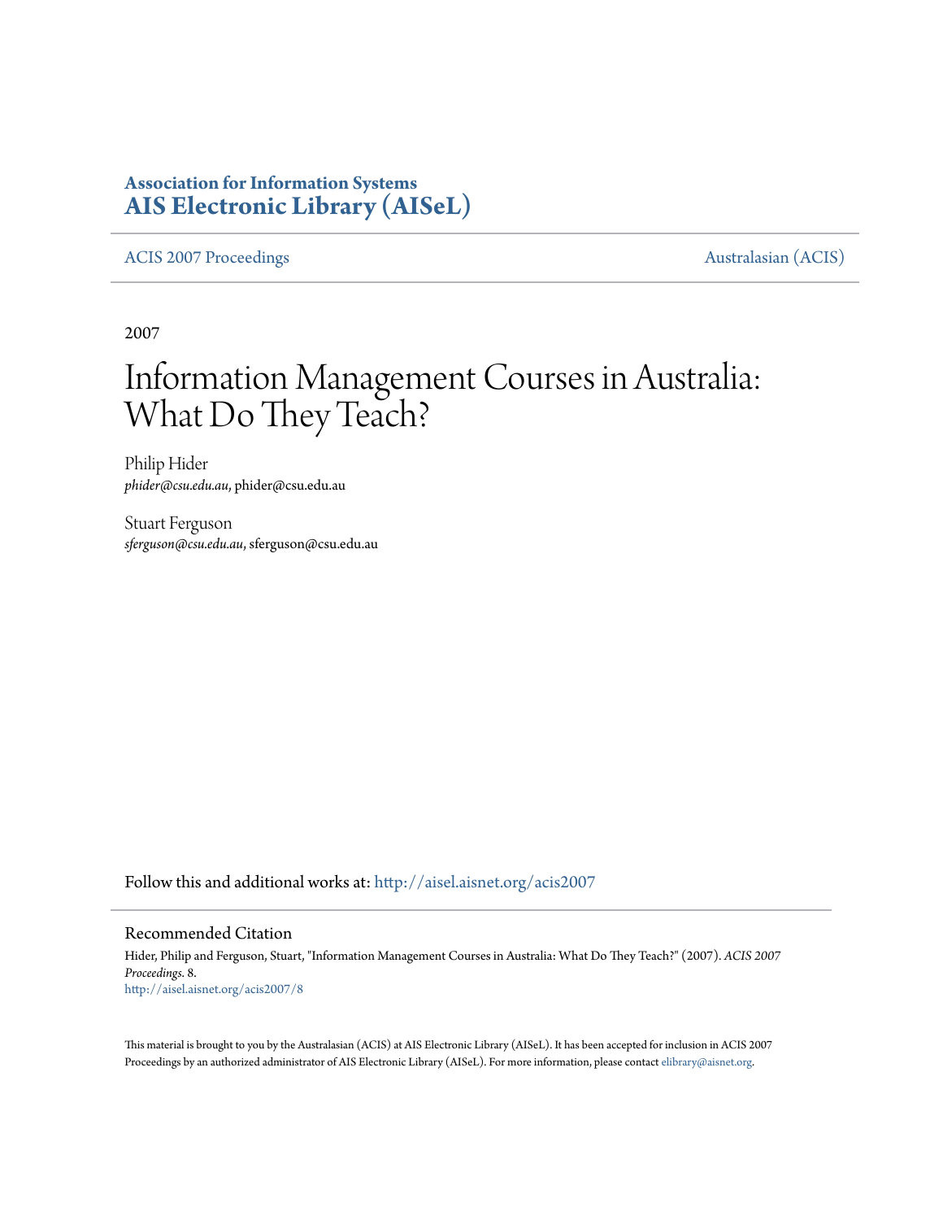**Association for Information Systems**
**AIS Electronic Library (AISeL)**

ACIS 2007 Proceedings | Australasian (ACIS)

2007

# Information Management Courses in Australia: What Do They Teach?

Philip Hider
*phider@csu.edu.au*, phider@csu.edu.au

Stuart Ferguson
*sferguson@csu.edu.au*, sferguson@csu.edu.au

Follow this and additional works at: http://aisel.aisnet.org/acis2007

## Recommended Citation

Hider, Philip and Ferguson, Stuart, "Information Management Courses in Australia: What Do They Teach?" (2007). *ACIS 2007 Proceedings*. 8.
http://aisel.aisnet.org/acis2007/8

This material is brought to you by the Australasian (ACIS) at AIS Electronic Library (AISeL). It has been accepted for inclusion in ACIS 2007 Proceedings by an authorized administrator of AIS Electronic Library (AISeL). For more information, please contact elibrary@aisnet.org.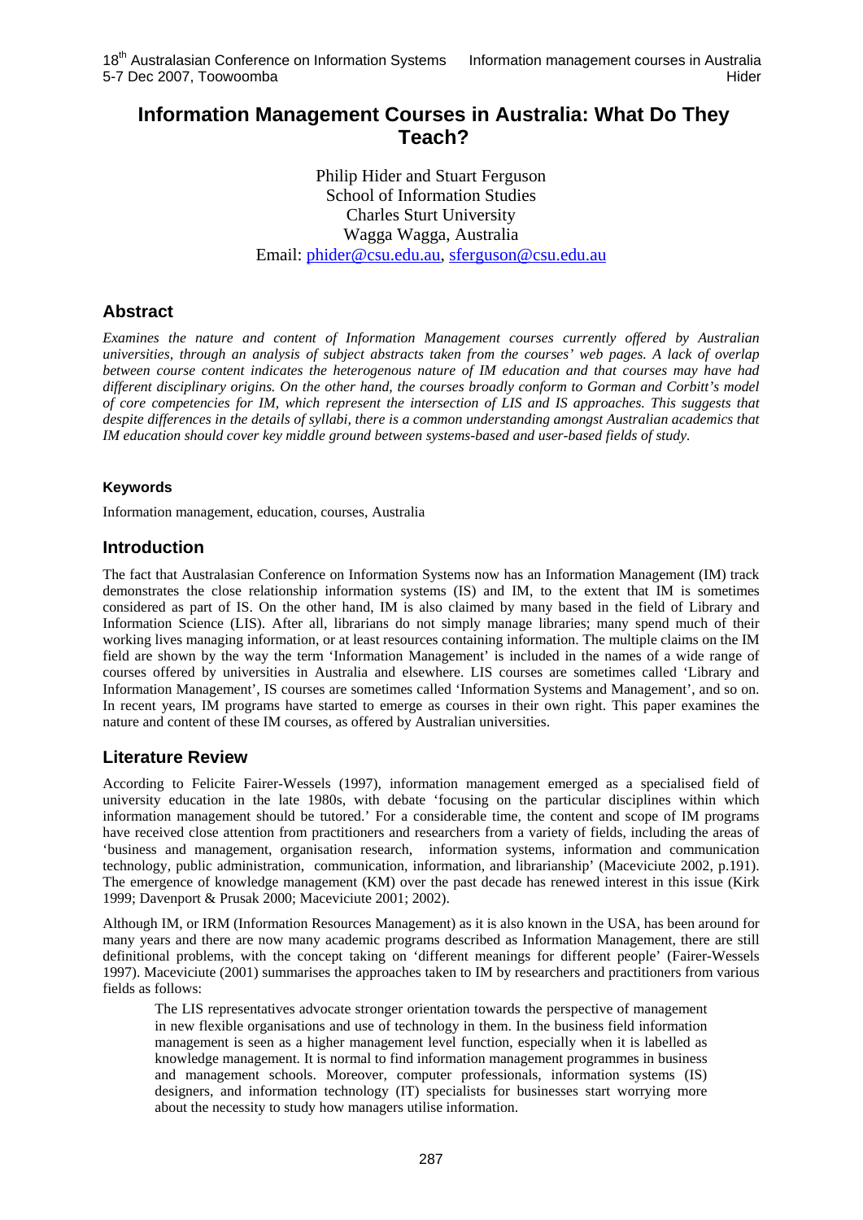# Information Management Courses in Australia: What Do They Teach?

Philip Hider and Stuart Ferguson
School of Information Studies
Charles Sturt University
Wagga Wagga, Australia
Email: phider@csu.edu.au, sferguson@csu.edu.au

## Abstract

*Examines the nature and content of Information Management courses currently offered by Australian universities, through an analysis of subject abstracts taken from the courses' web pages. A lack of overlap between course content indicates the heterogenous nature of IM education and that courses may have had different disciplinary origins. On the other hand, the courses broadly conform to Gorman and Corbitt's model of core competencies for IM, which represent the intersection of LIS and IS approaches. This suggests that despite differences in the details of syllabi, there is a common understanding amongst Australian academics that IM education should cover key middle ground between systems-based and user-based fields of study.*

#### Keywords

Information management, education, courses, Australia

## Introduction

The fact that Australasian Conference on Information Systems now has an Information Management (IM) track demonstrates the close relationship information systems (IS) and IM, to the extent that IM is sometimes considered as part of IS. On the other hand, IM is also claimed by many based in the field of Library and Information Science (LIS). After all, librarians do not simply manage libraries; many spend much of their working lives managing information, or at least resources containing information. The multiple claims on the IM field are shown by the way the term 'Information Management' is included in the names of a wide range of courses offered by universities in Australia and elsewhere. LIS courses are sometimes called 'Library and Information Management', IS courses are sometimes called 'Information Systems and Management', and so on. In recent years, IM programs have started to emerge as courses in their own right. This paper examines the nature and content of these IM courses, as offered by Australian universities.

## Literature Review

According to Felicite Fairer-Wessels (1997), information management emerged as a specialised field of university education in the late 1980s, with debate 'focusing on the particular disciplines within which information management should be tutored.' For a considerable time, the content and scope of IM programs have received close attention from practitioners and researchers from a variety of fields, including the areas of 'business and management, organisation research, information systems, information and communication technology, public administration, communication, information, and librarianship' (Maceviciute 2002, p.191). The emergence of knowledge management (KM) over the past decade has renewed interest in this issue (Kirk 1999; Davenport & Prusak 2000; Maceviciute 2001; 2002).

Although IM, or IRM (Information Resources Management) as it is also known in the USA, has been around for many years and there are now many academic programs described as Information Management, there are still definitional problems, with the concept taking on 'different meanings for different people' (Fairer-Wessels 1997). Maceviciute (2001) summarises the approaches taken to IM by researchers and practitioners from various fields as follows:

> The LIS representatives advocate stronger orientation towards the perspective of management in new flexible organisations and use of technology in them. In the business field information management is seen as a higher management level function, especially when it is labelled as knowledge management. It is normal to find information management programmes in business and management schools. Moreover, computer professionals, information systems (IS) designers, and information technology (IT) specialists for businesses start worrying more about the necessity to study how managers utilise information.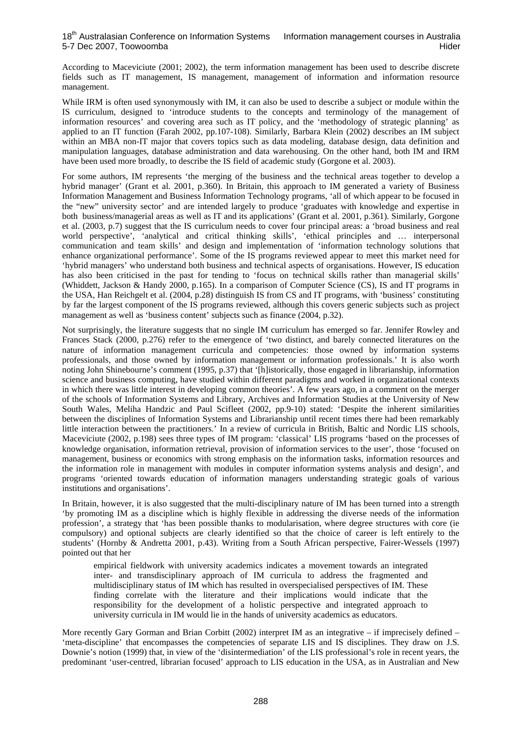According to Maceviciute (2001; 2002), the term information management has been used to describe discrete fields such as IT management, IS management, management of information and information resource management.

While IRM is often used synonymously with IM, it can also be used to describe a subject or module within the IS curriculum, designed to 'introduce students to the concepts and terminology of the management of information resources' and covering area such as IT policy, and the 'methodology of strategic planning' as applied to an IT function (Farah 2002, pp.107-108). Similarly, Barbara Klein (2002) describes an IM subject within an MBA non-IT major that covers topics such as data modeling, database design, data definition and manipulation languages, database administration and data warehousing. On the other hand, both IM and IRM have been used more broadly, to describe the IS field of academic study (Gorgone et al. 2003).

For some authors, IM represents 'the merging of the business and the technical areas together to develop a hybrid manager' (Grant et al. 2001, p.360). In Britain, this approach to IM generated a variety of Business Information Management and Business Information Technology programs, 'all of which appear to be focused in the "new" university sector' and are intended largely to produce 'graduates with knowledge and expertise in both business/managerial areas as well as IT and its applications' (Grant et al. 2001, p.361). Similarly, Gorgone et al. (2003, p.7) suggest that the IS curriculum needs to cover four principal areas: a 'broad business and real world perspective', 'analytical and critical thinking skills', 'ethical principles and … interpersonal communication and team skills' and design and implementation of 'information technology solutions that enhance organizational performance'. Some of the IS programs reviewed appear to meet this market need for 'hybrid managers' who understand both business and technical aspects of organisations. However, IS education has also been criticised in the past for tending to 'focus on technical skills rather than managerial skills' (Whiddett, Jackson & Handy 2000, p.165). In a comparison of Computer Science (CS), IS and IT programs in the USA, Han Reichgelt et al. (2004, p.28) distinguish IS from CS and IT programs, with 'business' constituting by far the largest component of the IS programs reviewed, although this covers generic subjects such as project management as well as 'business content' subjects such as finance (2004, p.32).

Not surprisingly, the literature suggests that no single IM curriculum has emerged so far. Jennifer Rowley and Frances Stack (2000, p.276) refer to the emergence of 'two distinct, and barely connected literatures on the nature of information management curricula and competencies: those owned by information systems professionals, and those owned by information management or information professionals.' It is also worth noting John Shinebourne's comment (1995, p.37) that '[h]istorically, those engaged in librarianship, information science and business computing, have studied within different paradigms and worked in organizational contexts in which there was little interest in developing common theories'. A few years ago, in a comment on the merger of the schools of Information Systems and Library, Archives and Information Studies at the University of New South Wales, Meliha Handzic and Paul Scifleet (2002, pp.9-10) stated: 'Despite the inherent similarities between the disciplines of Information Systems and Librarianship until recent times there had been remarkably little interaction between the practitioners.' In a review of curricula in British, Baltic and Nordic LIS schools, Maceviciute (2002, p.198) sees three types of IM program: 'classical' LIS programs 'based on the processes of knowledge organisation, information retrieval, provision of information services to the user', those 'focused on management, business or economics with strong emphasis on the information tasks, information resources and the information role in management with modules in computer information systems analysis and design', and programs 'oriented towards education of information managers understanding strategic goals of various institutions and organisations'.

In Britain, however, it is also suggested that the multi-disciplinary nature of IM has been turned into a strength 'by promoting IM as a discipline which is highly flexible in addressing the diverse needs of the information profession', a strategy that 'has been possible thanks to modularisation, where degree structures with core (ie compulsory) and optional subjects are clearly identified so that the choice of career is left entirely to the students' (Hornby & Andretta 2001, p.43). Writing from a South African perspective, Fairer-Wessels (1997) pointed out that her

> empirical fieldwork with university academics indicates a movement towards an integrated inter- and transdisciplinary approach of IM curricula to address the fragmented and multidisciplinary status of IM which has resulted in overspecialised perspectives of IM. These finding correlate with the literature and their implications would indicate that the responsibility for the development of a holistic perspective and integrated approach to university curricula in IM would lie in the hands of university academics as educators.

More recently Gary Gorman and Brian Corbitt (2002) interpret IM as an integrative – if imprecisely defined – 'meta-discipline' that encompasses the competencies of separate LIS and IS disciplines. They draw on J.S. Downie's notion (1999) that, in view of the 'disintermediation' of the LIS professional's role in recent years, the predominant 'user-centred, librarian focused' approach to LIS education in the USA, as in Australian and New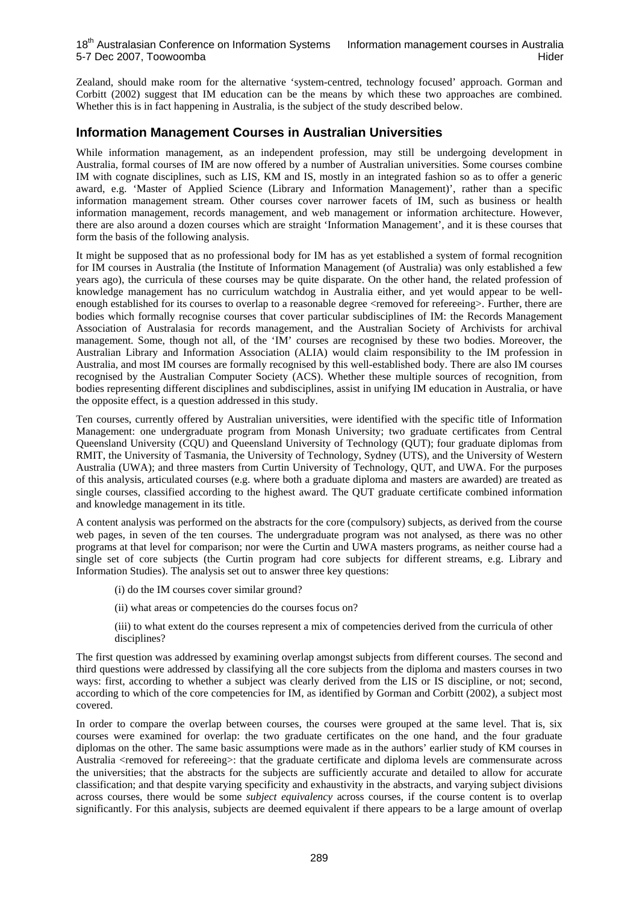Zealand, should make room for the alternative 'system-centred, technology focused' approach. Gorman and Corbitt (2002) suggest that IM education can be the means by which these two approaches are combined. Whether this is in fact happening in Australia, is the subject of the study described below.

## Information Management Courses in Australian Universities

While information management, as an independent profession, may still be undergoing development in Australia, formal courses of IM are now offered by a number of Australian universities. Some courses combine IM with cognate disciplines, such as LIS, KM and IS, mostly in an integrated fashion so as to offer a generic award, e.g. 'Master of Applied Science (Library and Information Management)', rather than a specific information management stream. Other courses cover narrower facets of IM, such as business or health information management, records management, and web management or information architecture. However, there are also around a dozen courses which are straight 'Information Management', and it is these courses that form the basis of the following analysis.

It might be supposed that as no professional body for IM has as yet established a system of formal recognition for IM courses in Australia (the Institute of Information Management (of Australia) was only established a few years ago), the curricula of these courses may be quite disparate. On the other hand, the related profession of knowledge management has no curriculum watchdog in Australia either, and yet would appear to be well-enough established for its courses to overlap to a reasonable degree <removed for refereeing>. Further, there are bodies which formally recognise courses that cover particular subdisciplines of IM: the Records Management Association of Australasia for records management, and the Australian Society of Archivists for archival management. Some, though not all, of the 'IM' courses are recognised by these two bodies. Moreover, the Australian Library and Information Association (ALIA) would claim responsibility to the IM profession in Australia, and most IM courses are formally recognised by this well-established body. There are also IM courses recognised by the Australian Computer Society (ACS). Whether these multiple sources of recognition, from bodies representing different disciplines and subdisciplines, assist in unifying IM education in Australia, or have the opposite effect, is a question addressed in this study.

Ten courses, currently offered by Australian universities, were identified with the specific title of Information Management: one undergraduate program from Monash University; two graduate certificates from Central Queensland University (CQU) and Queensland University of Technology (QUT); four graduate diplomas from RMIT, the University of Tasmania, the University of Technology, Sydney (UTS), and the University of Western Australia (UWA); and three masters from Curtin University of Technology, QUT, and UWA. For the purposes of this analysis, articulated courses (e.g. where both a graduate diploma and masters are awarded) are treated as single courses, classified according to the highest award. The QUT graduate certificate combined information and knowledge management in its title.

A content analysis was performed on the abstracts for the core (compulsory) subjects, as derived from the course web pages, in seven of the ten courses. The undergraduate program was not analysed, as there was no other programs at that level for comparison; nor were the Curtin and UWA masters programs, as neither course had a single set of core subjects (the Curtin program had core subjects for different streams, e.g. Library and Information Studies). The analysis set out to answer three key questions:

(i) do the IM courses cover similar ground?

(ii) what areas or competencies do the courses focus on?

(iii) to what extent do the courses represent a mix of competencies derived from the curricula of other disciplines?

The first question was addressed by examining overlap amongst subjects from different courses. The second and third questions were addressed by classifying all the core subjects from the diploma and masters courses in two ways: first, according to whether a subject was clearly derived from the LIS or IS discipline, or not; second, according to which of the core competencies for IM, as identified by Gorman and Corbitt (2002), a subject most covered.

In order to compare the overlap between courses, the courses were grouped at the same level. That is, six courses were examined for overlap: the two graduate certificates on the one hand, and the four graduate diplomas on the other. The same basic assumptions were made as in the authors' earlier study of KM courses in Australia <removed for refereeing>: that the graduate certificate and diploma levels are commensurate across the universities; that the abstracts for the subjects are sufficiently accurate and detailed to allow for accurate classification; and that despite varying specificity and exhaustivity in the abstracts, and varying subject divisions across courses, there would be some *subject equivalency* across courses, if the course content is to overlap significantly. For this analysis, subjects are deemed equivalent if there appears to be a large amount of overlap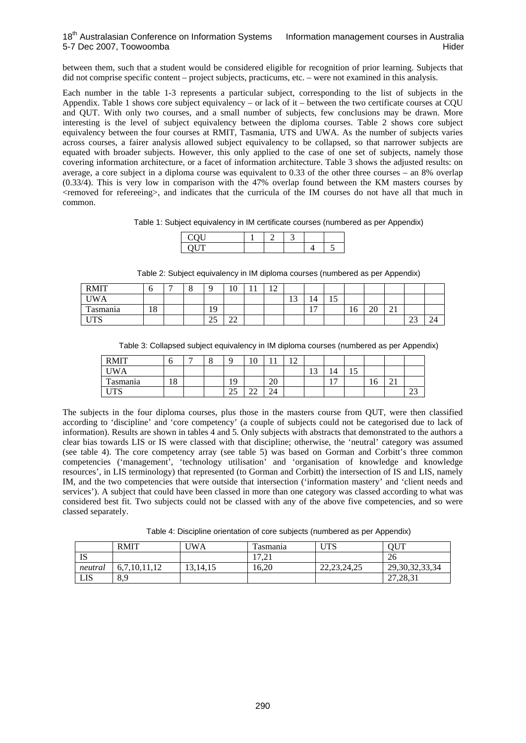between them, such that a student would be considered eligible for recognition of prior learning. Subjects that did not comprise specific content – project subjects, practicums, etc. – were not examined in this analysis.

Each number in the table 1-3 represents a particular subject, corresponding to the list of subjects in the Appendix. Table 1 shows core subject equivalency – or lack of it – between the two certificate courses at CQU and QUT. With only two courses, and a small number of subjects, few conclusions may be drawn. More interesting is the level of subject equivalency between the diploma courses. Table 2 shows core subject equivalency between the four courses at RMIT, Tasmania, UTS and UWA. As the number of subjects varies across courses, a fairer analysis allowed subject equivalency to be collapsed, so that narrower subjects are equated with broader subjects. However, this only applied to the case of one set of subjects, namely those covering information architecture, or a facet of information architecture. Table 3 shows the adjusted results: on average, a core subject in a diploma course was equivalent to 0.33 of the other three courses – an 8% overlap (0.33/4). This is very low in comparison with the 47% overlap found between the KM masters courses by <removed for refereeing>, and indicates that the curricula of the IM courses do not have all that much in common.

Table 1: Subject equivalency in IM certificate courses (numbered as per Appendix)

| | | | | | |
|---|---|---|---|---|---|
| CQU | 1 | 2 | 3 | | |
| QUT | | | | 4 | 5 |

Table 2: Subject equivalency in IM diploma courses (numbered as per Appendix)

| | | | | | | | | | | | | | | | |
|---|---|---|---|---|---|---|---|---|---|---|---|---|---|---|---|
| RMIT | 6 | 7 | 8 | 9 | 10 | 11 | 12 | | | | | | | | |
| UWA | | | | | | | | 13 | 14 | 15 | | | | | |
| Tasmania | 18 | | | 19 | | | | | 17 | | 16 | 20 | 21 | | |
| UTS | | | | 25 | 22 | | | | | | | | | 23 | 24 |

Table 3: Collapsed subject equivalency in IM diploma courses (numbered as per Appendix)

| | | | | | | | | | | | | | |
|---|---|---|---|---|---|---|---|---|---|---|---|---|---|
| RMIT | 6 | 7 | 8 | 9 | 10 | 11 | 12 | | | | | | |
| UWA | | | | | | | | 13 | 14 | 15 | | | |
| Tasmania | 18 | | | 19 | | 20 | | | 17 | | 16 | 21 | |
| UTS | | | | 25 | 22 | 24 | | | | | | | 23 |

The subjects in the four diploma courses, plus those in the masters course from QUT, were then classified according to 'discipline' and 'core competency' (a couple of subjects could not be categorised due to lack of information). Results are shown in tables 4 and 5. Only subjects with abstracts that demonstrated to the authors a clear bias towards LIS or IS were classed with that discipline; otherwise, the 'neutral' category was assumed (see table 4). The core competency array (see table 5) was based on Gorman and Corbitt's three common competencies ('management', 'technology utilisation' and 'organisation of knowledge and knowledge resources', in LIS terminology) that represented (to Gorman and Corbitt) the intersection of IS and LIS, namely IM, and the two competencies that were outside that intersection ('information mastery' and 'client needs and services'). A subject that could have been classed in more than one category was classed according to what was considered best fit. Two subjects could not be classed with any of the above five competencies, and so were classed separately.

Table 4: Discipline orientation of core subjects (numbered as per Appendix)

| | RMIT | UWA | Tasmania | UTS | QUT |
|---|---|---|---|---|---|
| IS | | | 17,21 | | 26 |
| *neutral* | 6,7,10,11,12 | 13,14,15 | 16,20 | 22,23,24,25 | 29,30,32,33,34 |
| LIS | 8,9 | | | | 27,28,31 |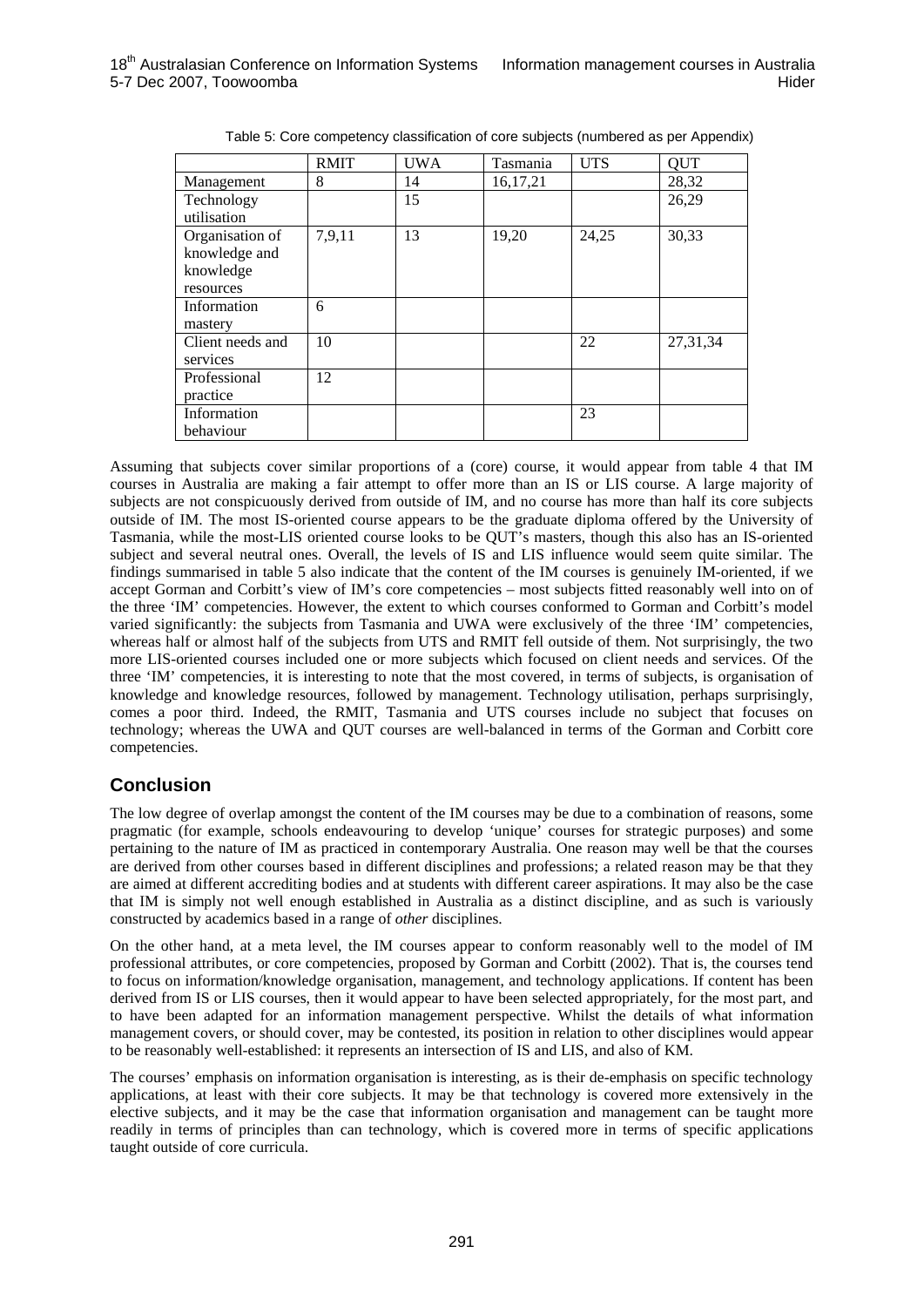Table 5: Core competency classification of core subjects (numbered as per Appendix)

| | RMIT | UWA | Tasmania | UTS | QUT |
|---|---|---|---|---|---|
| Management | 8 | 14 | 16,17,21 | | 28,32 |
| Technology utilisation | | 15 | | | 26,29 |
| Organisation of knowledge and knowledge resources | 7,9,11 | 13 | 19,20 | 24,25 | 30,33 |
| Information mastery | 6 | | | | |
| Client needs and services | 10 | | | 22 | 27,31,34 |
| Professional practice | 12 | | | | |
| Information behaviour | | | | 23 | |

Assuming that subjects cover similar proportions of a (core) course, it would appear from table 4 that IM courses in Australia are making a fair attempt to offer more than an IS or LIS course. A large majority of subjects are not conspicuously derived from outside of IM, and no course has more than half its core subjects outside of IM. The most IS-oriented course appears to be the graduate diploma offered by the University of Tasmania, while the most-LIS oriented course looks to be QUT's masters, though this also has an IS-oriented subject and several neutral ones. Overall, the levels of IS and LIS influence would seem quite similar. The findings summarised in table 5 also indicate that the content of the IM courses is genuinely IM-oriented, if we accept Gorman and Corbitt's view of IM's core competencies – most subjects fitted reasonably well into on of the three 'IM' competencies. However, the extent to which courses conformed to Gorman and Corbitt's model varied significantly: the subjects from Tasmania and UWA were exclusively of the three 'IM' competencies, whereas half or almost half of the subjects from UTS and RMIT fell outside of them. Not surprisingly, the two more LIS-oriented courses included one or more subjects which focused on client needs and services. Of the three 'IM' competencies, it is interesting to note that the most covered, in terms of subjects, is organisation of knowledge and knowledge resources, followed by management. Technology utilisation, perhaps surprisingly, comes a poor third. Indeed, the RMIT, Tasmania and UTS courses include no subject that focuses on technology; whereas the UWA and QUT courses are well-balanced in terms of the Gorman and Corbitt core competencies.

## Conclusion

The low degree of overlap amongst the content of the IM courses may be due to a combination of reasons, some pragmatic (for example, schools endeavouring to develop 'unique' courses for strategic purposes) and some pertaining to the nature of IM as practiced in contemporary Australia. One reason may well be that the courses are derived from other courses based in different disciplines and professions; a related reason may be that they are aimed at different accrediting bodies and at students with different career aspirations. It may also be the case that IM is simply not well enough established in Australia as a distinct discipline, and as such is variously constructed by academics based in a range of *other* disciplines.

On the other hand, at a meta level, the IM courses appear to conform reasonably well to the model of IM professional attributes, or core competencies, proposed by Gorman and Corbitt (2002). That is, the courses tend to focus on information/knowledge organisation, management, and technology applications. If content has been derived from IS or LIS courses, then it would appear to have been selected appropriately, for the most part, and to have been adapted for an information management perspective. Whilst the details of what information management covers, or should cover, may be contested, its position in relation to other disciplines would appear to be reasonably well-established: it represents an intersection of IS and LIS, and also of KM.

The courses' emphasis on information organisation is interesting, as is their de-emphasis on specific technology applications, at least with their core subjects. It may be that technology is covered more extensively in the elective subjects, and it may be the case that information organisation and management can be taught more readily in terms of principles than can technology, which is covered more in terms of specific applications taught outside of core curricula.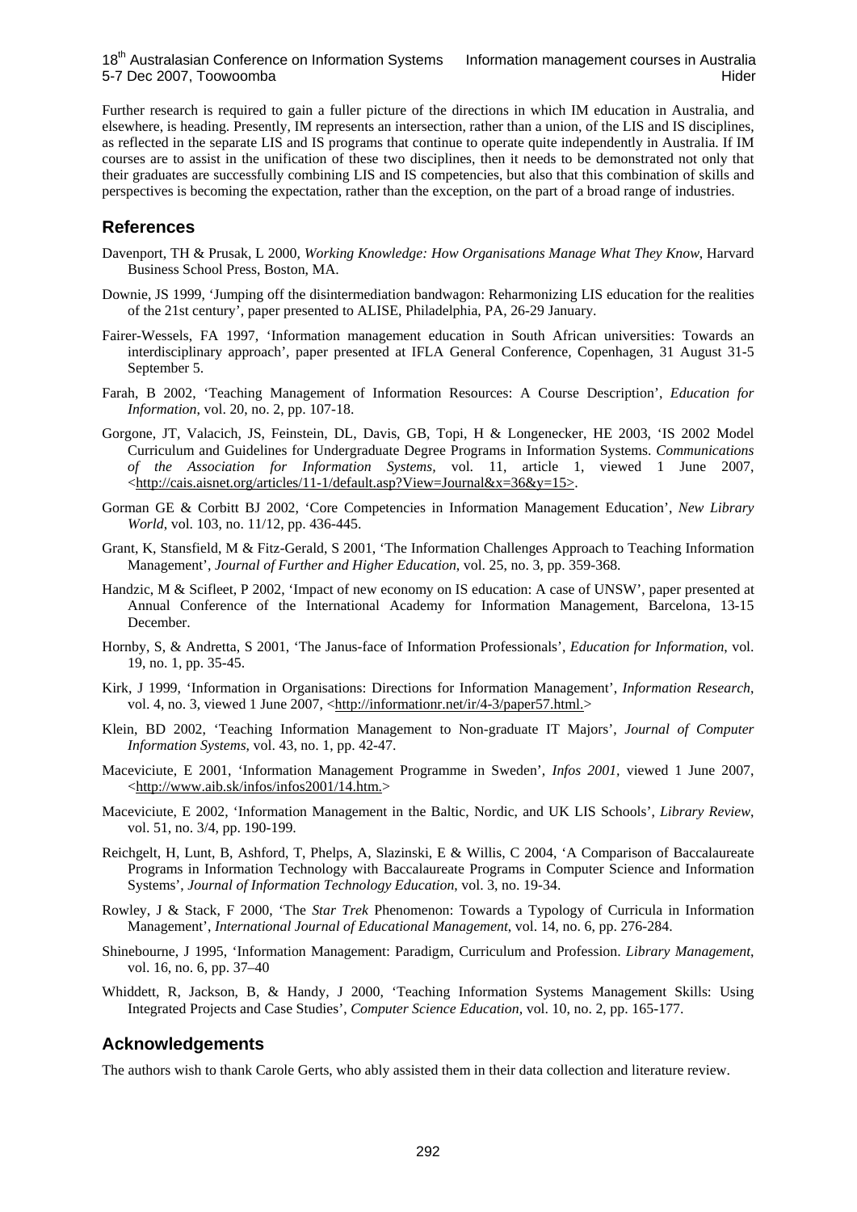Further research is required to gain a fuller picture of the directions in which IM education in Australia, and elsewhere, is heading. Presently, IM represents an intersection, rather than a union, of the LIS and IS disciplines, as reflected in the separate LIS and IS programs that continue to operate quite independently in Australia. If IM courses are to assist in the unification of these two disciplines, then it needs to be demonstrated not only that their graduates are successfully combining LIS and IS competencies, but also that this combination of skills and perspectives is becoming the expectation, rather than the exception, on the part of a broad range of industries.

## References

Davenport, TH & Prusak, L 2000, *Working Knowledge: How Organisations Manage What They Know*, Harvard Business School Press, Boston, MA.

Downie, JS 1999, 'Jumping off the disintermediation bandwagon: Reharmonizing LIS education for the realities of the 21st century', paper presented to ALISE, Philadelphia, PA, 26-29 January.

Fairer-Wessels, FA 1997, 'Information management education in South African universities: Towards an interdisciplinary approach', paper presented at IFLA General Conference, Copenhagen, 31 August 31-5 September 5.

Farah, B 2002, 'Teaching Management of Information Resources: A Course Description', *Education for Information*, vol. 20, no. 2, pp. 107-18.

Gorgone, JT, Valacich, JS, Feinstein, DL, Davis, GB, Topi, H & Longenecker, HE 2003, 'IS 2002 Model Curriculum and Guidelines for Undergraduate Degree Programs in Information Systems. *Communications of the Association for Information Systems*, vol. 11, article 1, viewed 1 June 2007, <http://cais.aisnet.org/articles/11-1/default.asp?View=Journal&x=36&y=15>.

Gorman GE & Corbitt BJ 2002, 'Core Competencies in Information Management Education', *New Library World*, vol. 103, no. 11/12, pp. 436-445.

Grant, K, Stansfield, M & Fitz-Gerald, S 2001, 'The Information Challenges Approach to Teaching Information Management', *Journal of Further and Higher Education*, vol. 25, no. 3, pp. 359-368.

Handzic, M & Scifleet, P 2002, 'Impact of new economy on IS education: A case of UNSW', paper presented at Annual Conference of the International Academy for Information Management, Barcelona, 13-15 December.

Hornby, S, & Andretta, S 2001, 'The Janus-face of Information Professionals', *Education for Information*, vol. 19, no. 1, pp. 35-45.

Kirk, J 1999, 'Information in Organisations: Directions for Information Management', *Information Research*, vol. 4, no. 3, viewed 1 June 2007, <http://informationr.net/ir/4-3/paper57.html.>

Klein, BD 2002, 'Teaching Information Management to Non-graduate IT Majors', *Journal of Computer Information Systems*, vol. 43, no. 1, pp. 42-47.

Maceviciute, E 2001, 'Information Management Programme in Sweden', *Infos 2001*, viewed 1 June 2007, <http://www.aib.sk/infos/infos2001/14.htm.>

Maceviciute, E 2002, 'Information Management in the Baltic, Nordic, and UK LIS Schools', *Library Review*, vol. 51, no. 3/4, pp. 190-199.

Reichgelt, H, Lunt, B, Ashford, T, Phelps, A, Slazinski, E & Willis, C 2004, 'A Comparison of Baccalaureate Programs in Information Technology with Baccalaureate Programs in Computer Science and Information Systems', *Journal of Information Technology Education*, vol. 3, no. 19-34.

Rowley, J & Stack, F 2000, 'The *Star Trek* Phenomenon: Towards a Typology of Curricula in Information Management', *International Journal of Educational Management*, vol. 14, no. 6, pp. 276-284.

Shinebourne, J 1995, 'Information Management: Paradigm, Curriculum and Profession. *Library Management*, vol. 16, no. 6, pp. 37–40

Whiddett, R, Jackson, B, & Handy, J 2000, 'Teaching Information Systems Management Skills: Using Integrated Projects and Case Studies', *Computer Science Education*, vol. 10, no. 2, pp. 165-177.

## Acknowledgements

The authors wish to thank Carole Gerts, who ably assisted them in their data collection and literature review.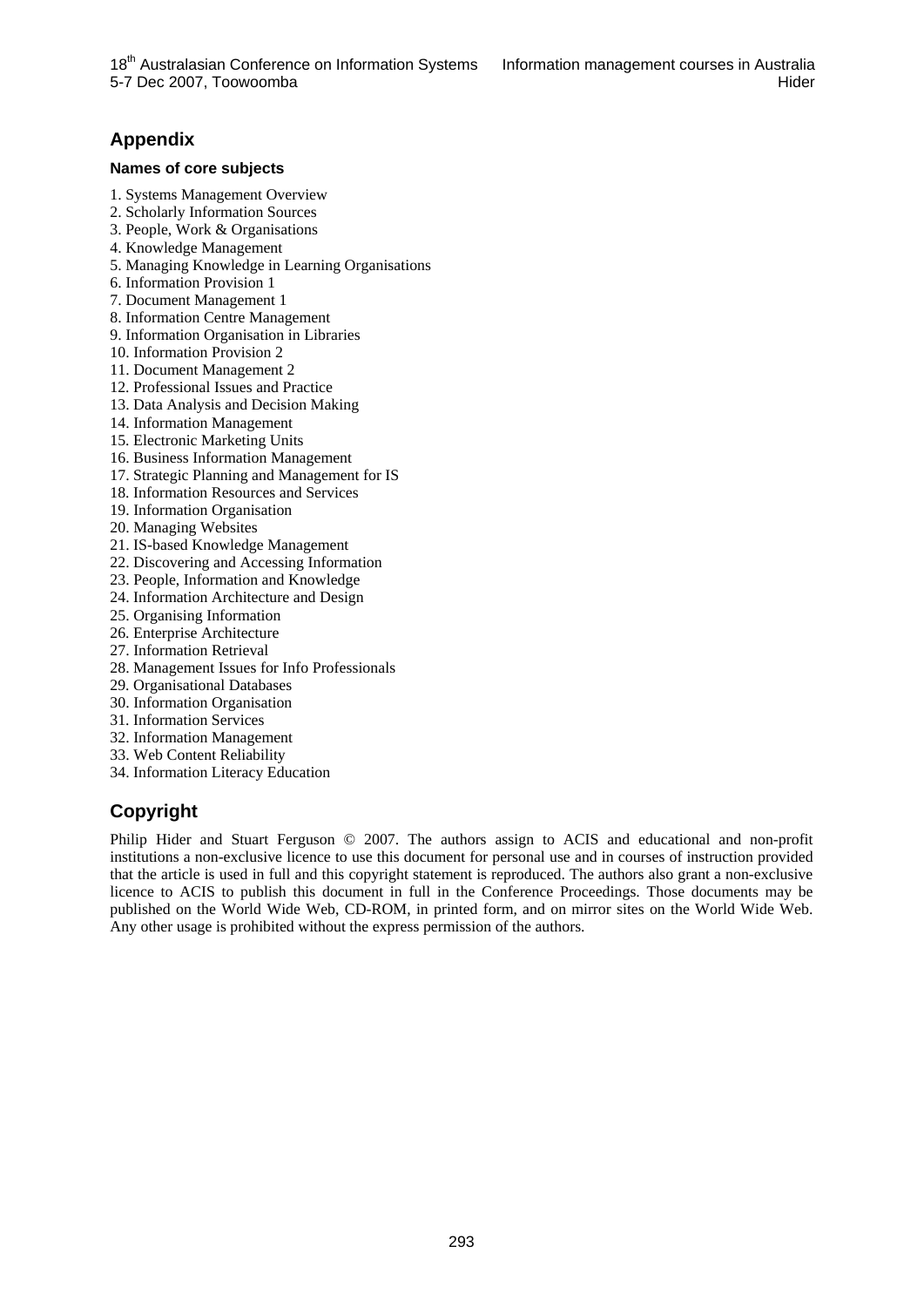## Appendix

### Names of core subjects

1. Systems Management Overview
2. Scholarly Information Sources
3. People, Work & Organisations
4. Knowledge Management
5. Managing Knowledge in Learning Organisations
6. Information Provision 1
7. Document Management 1
8. Information Centre Management
9. Information Organisation in Libraries
10. Information Provision 2
11. Document Management 2
12. Professional Issues and Practice
13. Data Analysis and Decision Making
14. Information Management
15. Electronic Marketing Units
16. Business Information Management
17. Strategic Planning and Management for IS
18. Information Resources and Services
19. Information Organisation
20. Managing Websites
21. IS-based Knowledge Management
22. Discovering and Accessing Information
23. People, Information and Knowledge
24. Information Architecture and Design
25. Organising Information
26. Enterprise Architecture
27. Information Retrieval
28. Management Issues for Info Professionals
29. Organisational Databases
30. Information Organisation
31. Information Services
32. Information Management
33. Web Content Reliability
34. Information Literacy Education

## Copyright

Philip Hider and Stuart Ferguson © 2007. The authors assign to ACIS and educational and non-profit institutions a non-exclusive licence to use this document for personal use and in courses of instruction provided that the article is used in full and this copyright statement is reproduced. The authors also grant a non-exclusive licence to ACIS to publish this document in full in the Conference Proceedings. Those documents may be published on the World Wide Web, CD-ROM, in printed form, and on mirror sites on the World Wide Web. Any other usage is prohibited without the express permission of the authors.